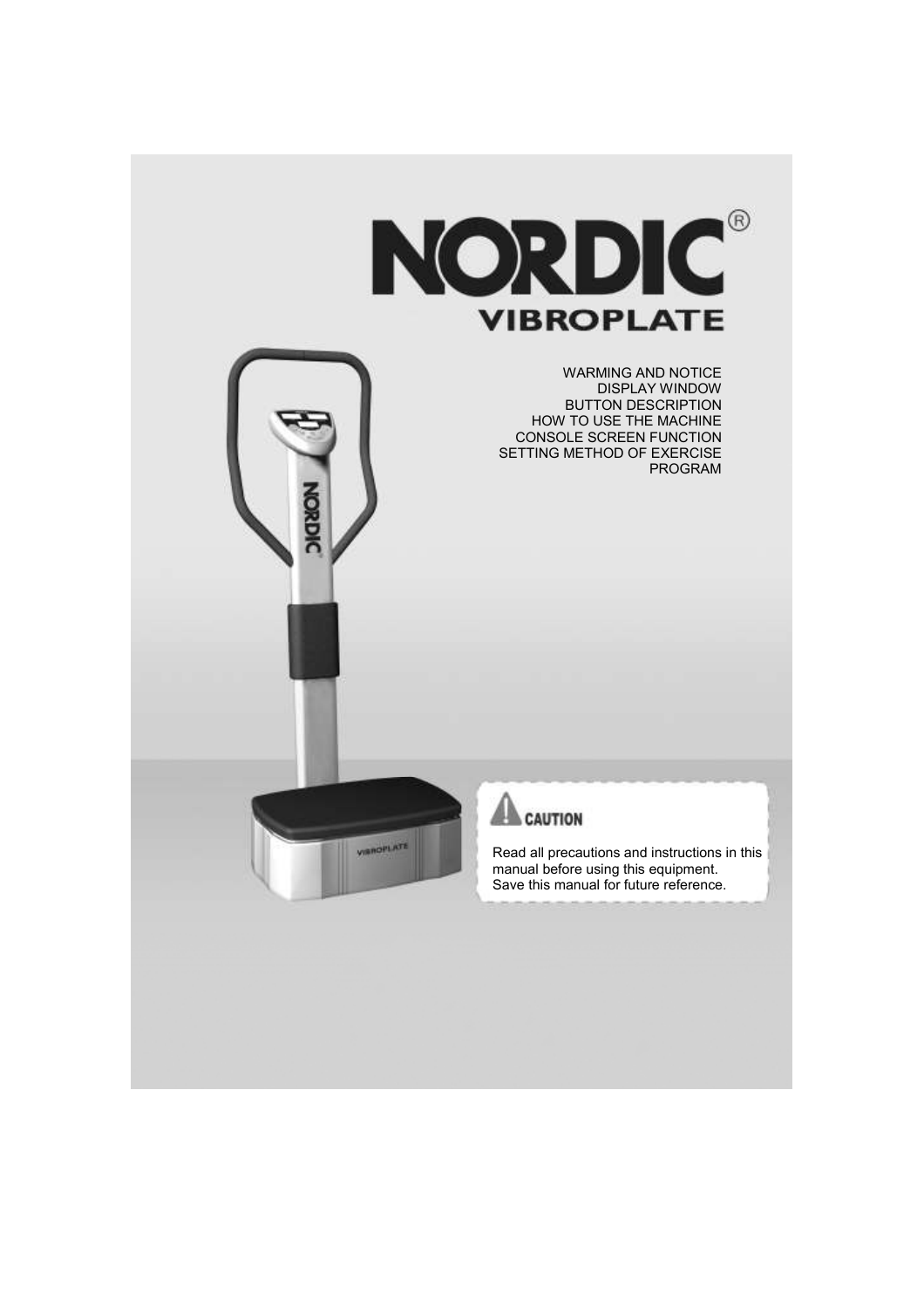# NORDIC®

## VIBROPLATE

WARMING AND NOTICE
DISPLAY WINDOW
BUTTON DESCRIPTION
HOW TO USE THE MACHINE
CONSOLE SCREEN FUNCTION
SETTING METHOD OF EXERCISE PROGRAM

**CAUTION**

Read all precautions and instructions in this manual before using this equipment.
Save this manual for future reference.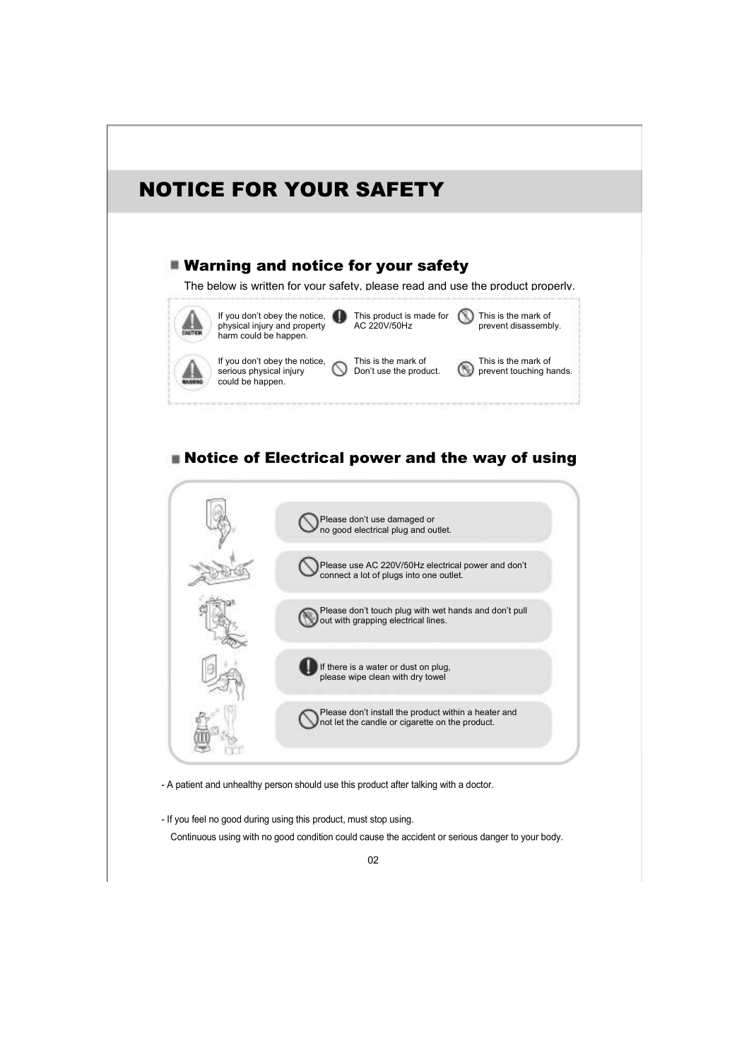# NOTICE FOR YOUR SAFETY

## Warning and notice for your safety

The below is written for your safety, please read and use the product properly.

| | | |
|---|---|---|
| CAUTION: If you don't obey the notice, physical injury and property harm could be happen. | This product is made for AC 220V/50Hz | This is the mark of prevent disassembly. |
| WARNING: If you don't obey the notice, serious physical injury could be happen. | This is the mark of Don't use the product. | This is the mark of prevent touching hands. |

## Notice of Electrical power and the way of using

- Please don't use damaged or no good electrical plug and outlet.
- Please use AC 220V/50Hz electrical power and don't connect a lot of plugs into one outlet.
- Please don't touch plug with wet hands and don't pull out with grapping electrical lines.
- If there is a water or dust on plug, please wipe clean with dry towel
- Please don't install the product within a heater and not let the candle or cigarette on the product.

- A patient and unhealthy person should use this product after talking with a doctor.

- If you feel no good during using this product, must stop using.
  Continuous using with no good condition could cause the accident or serious danger to your body.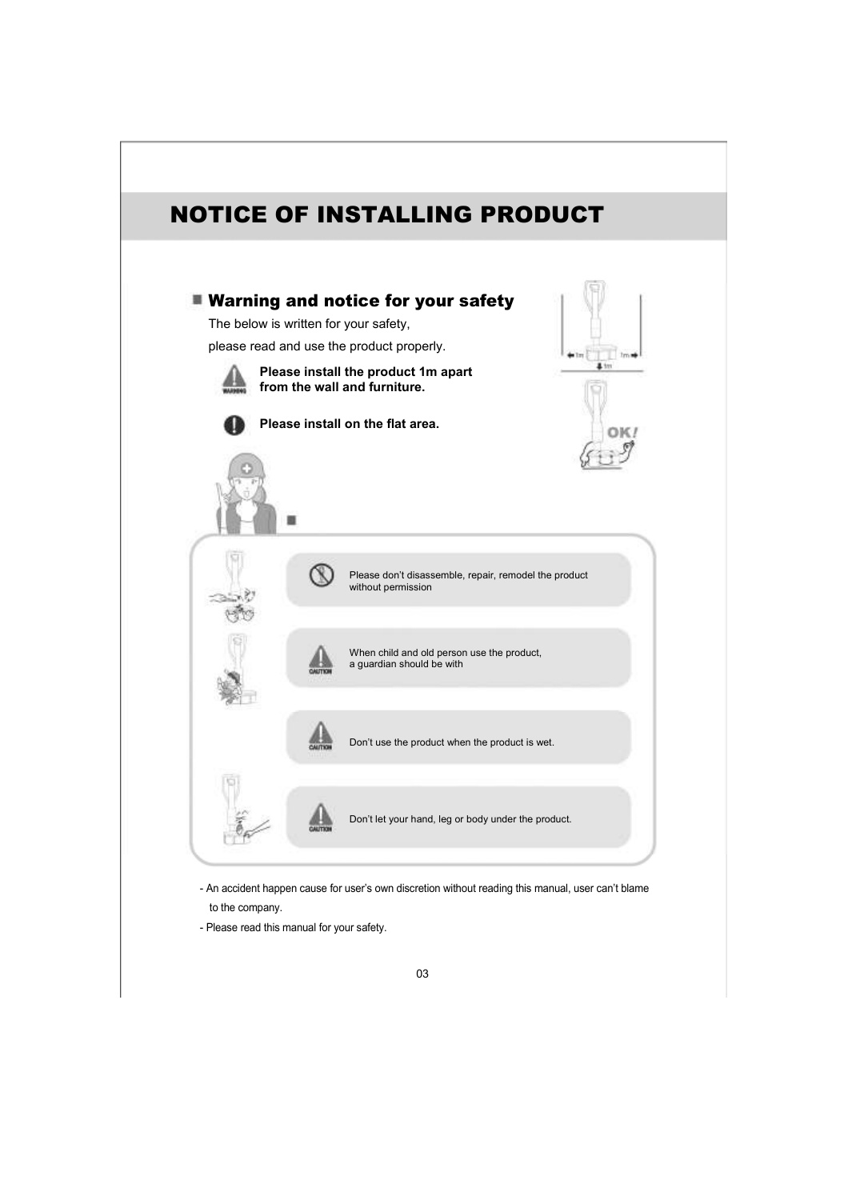# NOTICE OF INSTALLING PRODUCT

## Warning and notice for your safety

The below is written for your safety,

please read and use the product properly.

**Please install the product 1m apart from the wall and furniture.**

**Please install on the flat area.**

- Please don't disassemble, repair, remodel the product without permission
- When child and old person use the product, a guardian should be with
- Don't use the product when the product is wet.
- Don't let your hand, leg or body under the product.

- An accident happen cause for user's own discretion without reading this manual, user can't blame to the company.
- Please read this manual for your safety.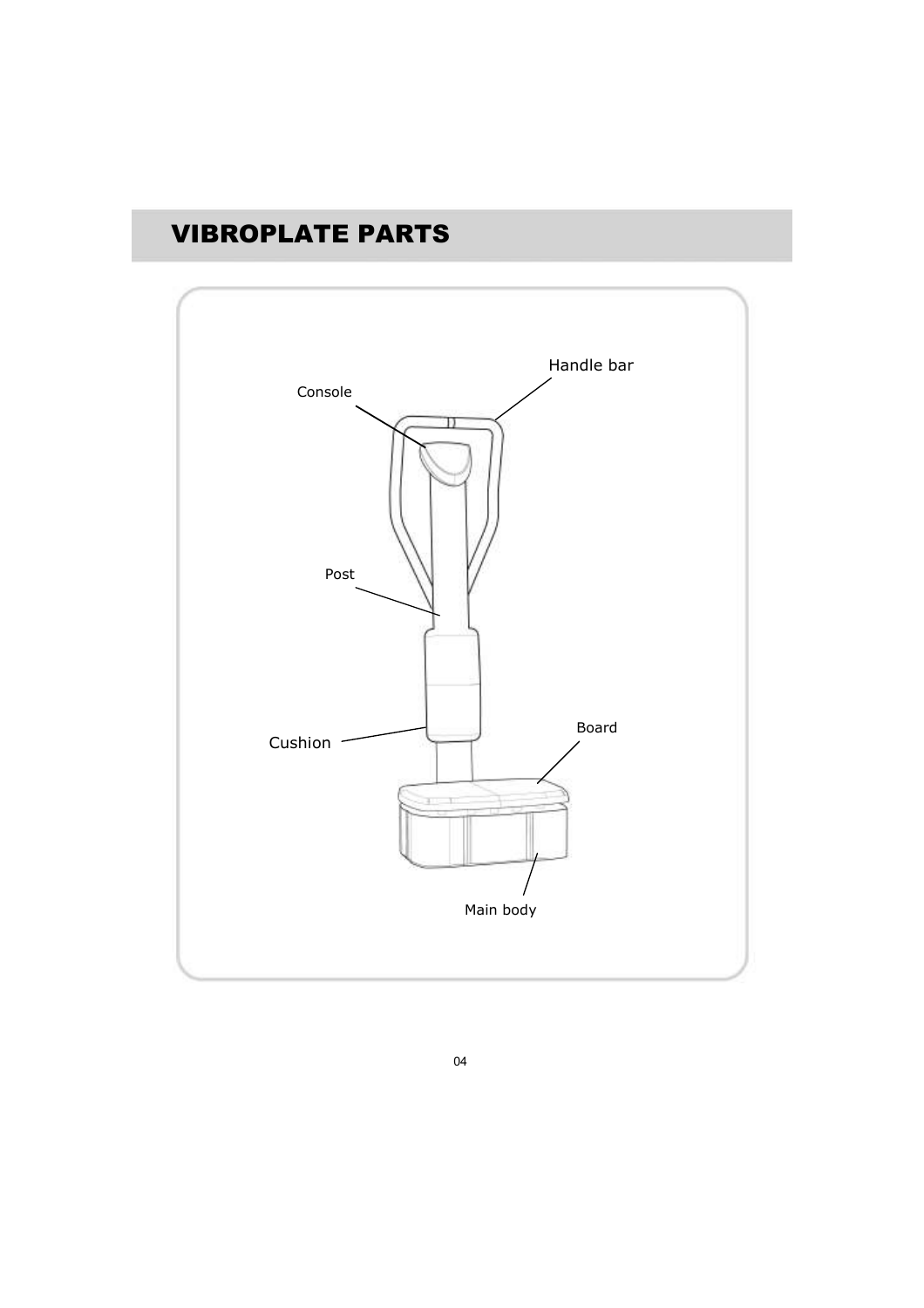# VIBROPLATE PARTS

Handle bar

Console

Post

Cushion

Board

Main body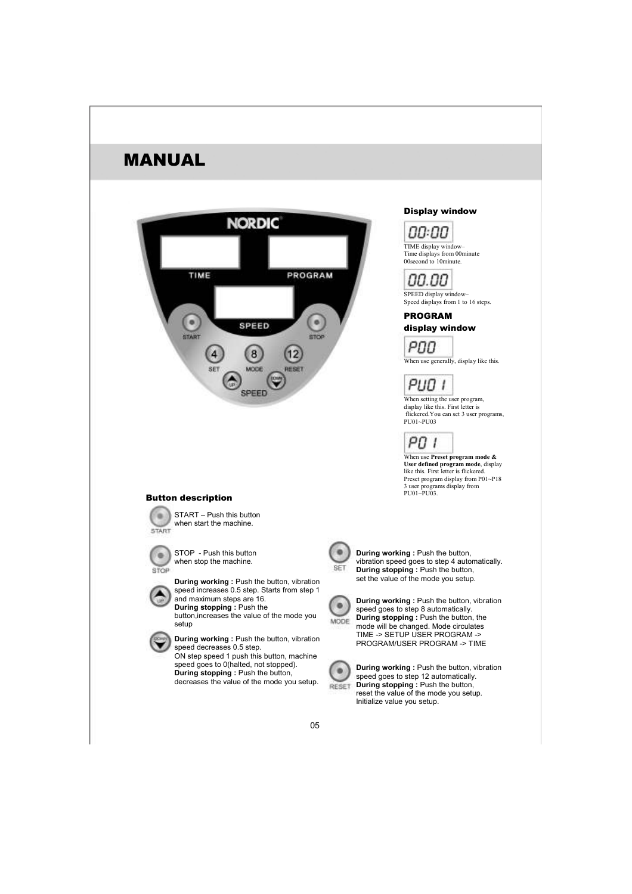# MANUAL

## Display window

00:00

TIME display window–
Time displays from 00minute 00second to 10minute.

00.00

SPEED display window–
Speed displays from 1 to 16 steps.

## PROGRAM display window

P00

When use generally, display like this.

PU01

When setting the user program, display like this. First letter is flickered.You can set 3 user programs, PU01~PU03

P01

When use **Preset program mode & User defined program mode**, display like this. First letter is flickered.
Preset program display from P01~P18
3 user programs display from PU01~PU03.

## Button description

START – Push this button when start the machine.

STOP - Push this button when stop the machine.

UP – **During working :** Push the button, vibration speed increases 0.5 step. Starts from step 1 and maximum steps are 16.
**During stopping :** Push the button,increases the value of the mode you setup

DOWN – **During working :** Push the button, vibration speed decreases 0.5 step.
ON step speed 1 push this button, machine speed goes to 0(halted, not stopped).
**During stopping :** Push the button, decreases the value of the mode you setup.

SET – **During working :** Push the button, vibration speed goes to step 4 automatically.
**During stopping :** Push the button, set the value of the mode you setup.

MODE – **During working :** Push the button, vibration speed goes to step 8 automatically.
**During stopping :** Push the button, the mode will be changed. Mode circulates TIME -> SETUP USER PROGRAM -> PROGRAM/USER PROGRAM -> TIME

RESET – **During working :** Push the button, vibration speed goes to step 12 automatically.
**During stopping :** Push the button, reset the value of the mode you setup. Initialize value you setup.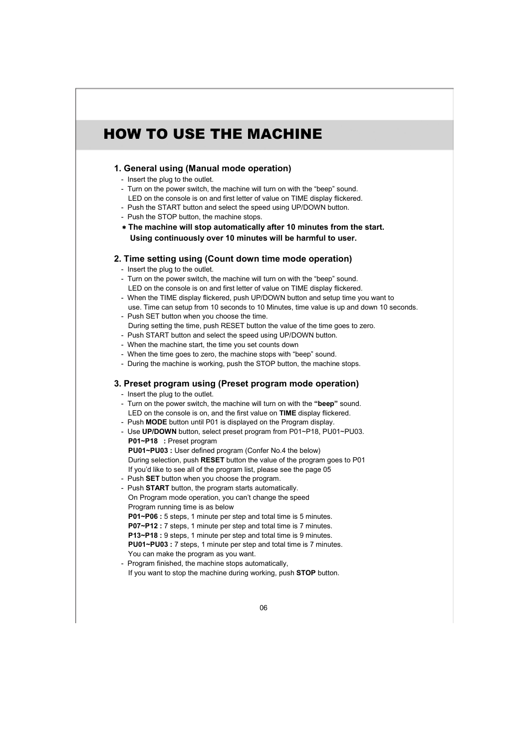# HOW TO USE THE MACHINE

## 1. General using (Manual mode operation)

- Insert the plug to the outlet.
- Turn on the power switch, the machine will turn on with the "beep" sound.
  LED on the console is on and first letter of value on TIME display flickered.
- Push the START button and select the speed using UP/DOWN button.
- Push the STOP button, the machine stops.

**\* The machine will stop automatically after 10 minutes from the start.**
**Using continuously over 10 minutes will be harmful to user.**

## 2. Time setting using (Count down time mode operation)

- Insert the plug to the outlet.
- Turn on the power switch, the machine will turn on with the "beep" sound.
  LED on the console is on and first letter of value on TIME display flickered.
- When the TIME display flickered, push UP/DOWN button and setup time you want to use. Time can setup from 10 seconds to 10 Minutes, time value is up and down 10 seconds.
- Push SET button when you choose the time.
  During setting the time, push RESET button the value of the time goes to zero.
- Push START button and select the speed using UP/DOWN button.
- When the machine start, the time you set counts down
- When the time goes to zero, the machine stops with "beep" sound.
- During the machine is working, push the STOP button, the machine stops.

## 3. Preset program using (Preset program mode operation)

- Insert the plug to the outlet.
- Turn on the power switch, the machine will turn on with the **"beep"** sound.
  LED on the console is on, and the first value on **TIME** display flickered.
- Push **MODE** button until P01 is displayed on the Program display.
- Use **UP/DOWN** button, select preset program from P01~P18, PU01~PU03.
  **P01~P18 :** Preset program
  **PU01~PU03 :** User defined program (Confer No.4 the below)
  During selection, push **RESET** button the value of the program goes to P01
  If you'd like to see all of the program list, please see the page 05
- Push **SET** button when you choose the program.
- Push **START** button, the program starts automatically.
  On Program mode operation, you can't change the speed
  Program running time is as below
  **P01~P06 :** 5 steps, 1 minute per step and total time is 5 minutes.
  **P07~P12 :** 7 steps, 1 minute per step and total time is 7 minutes.
  **P13~P18 :** 9 steps, 1 minute per step and total time is 9 minutes.
  **PU01~PU03 :** 7 steps, 1 minute per step and total time is 7 minutes.
  You can make the program as you want.
- Program finished, the machine stops automatically,
  If you want to stop the machine during working, push **STOP** button.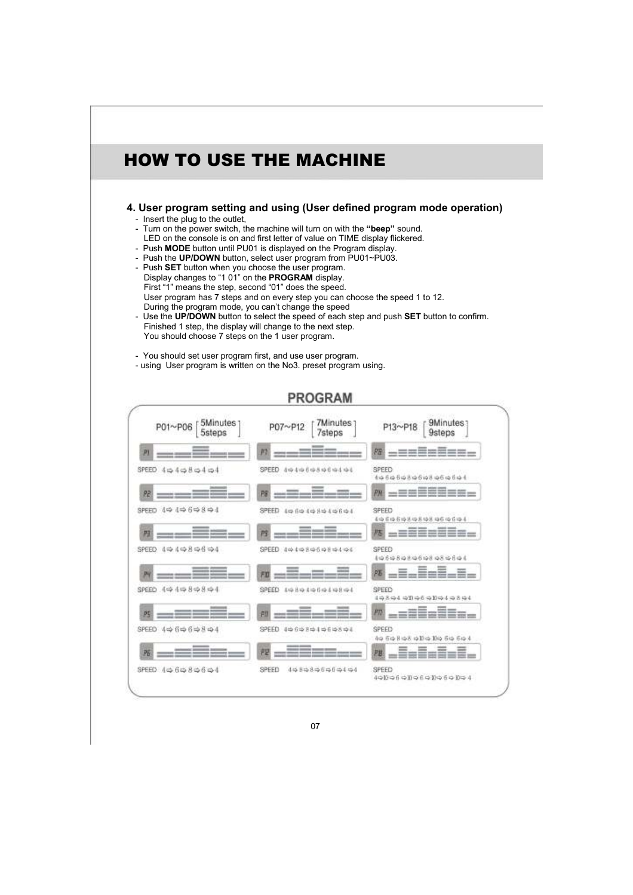# HOW TO USE THE MACHINE

## 4. User program setting and using (User defined program mode operation)

- Insert the plug to the outlet,
- Turn on the power switch, the machine will turn on with the **"beep"** sound.
  LED on the console is on and first letter of value on TIME display flickered.
- Push **MODE** button until PU01 is displayed on the Program display.
- Push the **UP/DOWN** button, select user program from PU01~PU03.
- Push **SET** button when you choose the user program.
  Display changes to "1 01" on the **PROGRAM** display.
  First "1" means the step, second "01" does the speed.
  User program has 7 steps and on every step you can choose the speed 1 to 12.
  During the program mode, you can't change the speed
- Use the **UP/DOWN** button to select the speed of each step and push **SET** button to confirm.
  Finished 1 step, the display will change to the next step.
  You should choose 7 steps on the 1 user program.

- You should set user program first, and use user program.
- using User program is written on the No3. preset program using.

## PROGRAM

P01~P06 [5Minutes 5steps]

P07~P12 [7Minutes 7steps]

P13~P18 [9Minutes 9steps]

P1 SPEED 4⇨4⇨8⇨4⇨4

P2 SPEED 4⇨4⇨6⇨8⇨4

P3 SPEED 4⇨4⇨8⇨6⇨4

P4 SPEED 4⇨4⇨8⇨8⇨4

P5 SPEED 4⇨6⇨6⇨8⇨4

P6 SPEED 4⇨6⇨8⇨6⇨4

P7 SPEED 4⇨4⇨6⇨8⇨6⇨4⇨4

P8 SPEED 4⇨6⇨4⇨8⇨4⇨6⇨4

P9 SPEED 4⇨4⇨8⇨6⇨8⇨4⇨4

P10 SPEED 4⇨8⇨4⇨6⇨4⇨8⇨4

P11 SPEED 4⇨6⇨8⇨4⇨6⇨8⇨4

P12 SPEED 4⇨8⇨8⇨6⇨6⇨4⇨4

P13 SPEED 4⇨6⇨6⇨8⇨6⇨8⇨6⇨6⇨4

P14 SPEED 4⇨6⇨6⇨8⇨8⇨8⇨6⇨6⇨4

P15 SPEED 4⇨6⇨8⇨8⇨6⇨8⇨8⇨6⇨4

P16 SPEED 4⇨8⇨4⇨10⇨6⇨10⇨4⇨8⇨4

P17 SPEED 4⇨6⇨8⇨8⇨10⇨10⇨6⇨6⇨4

P18 SPEED 4⇨10⇨6⇨10⇨6⇨10⇨6⇨10⇨4